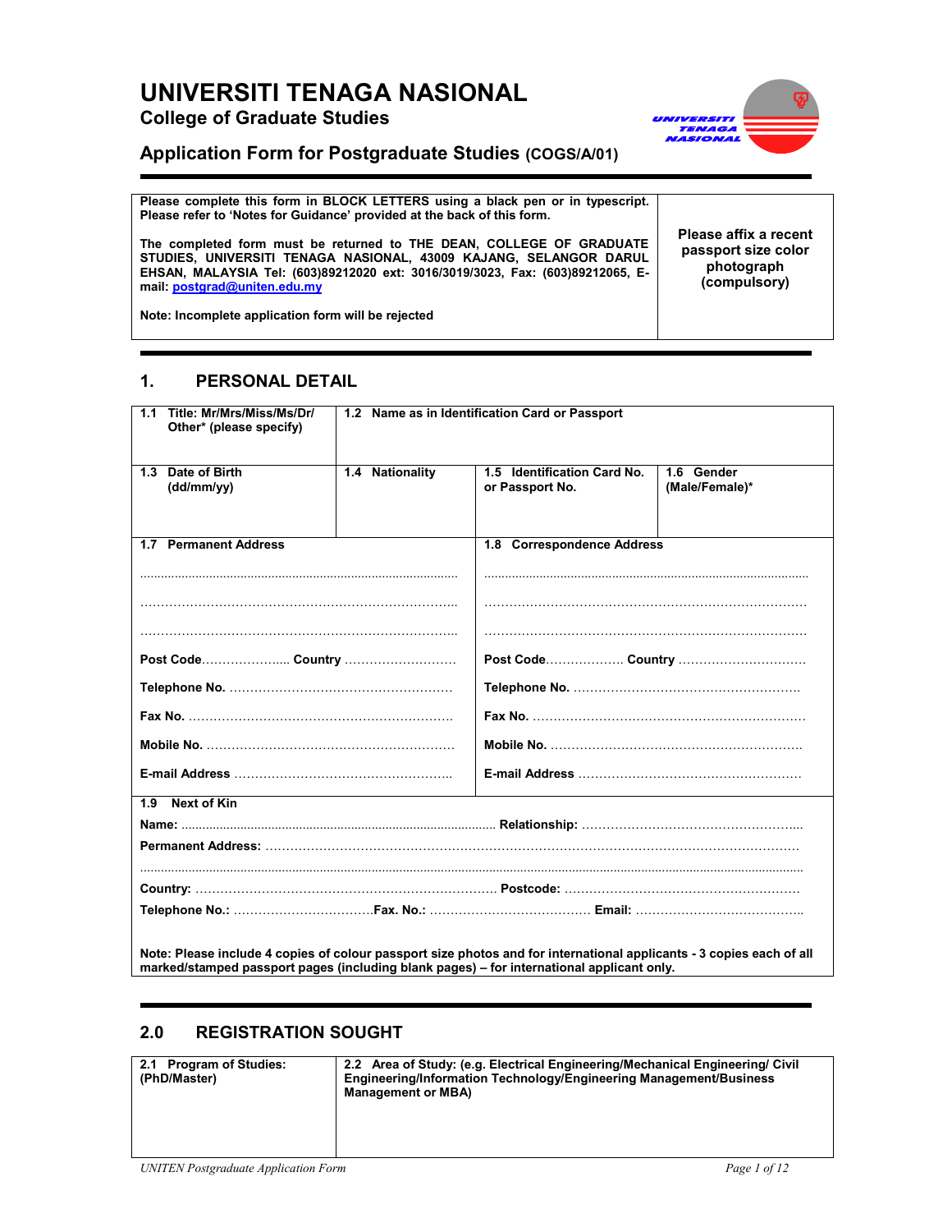# UNIVERSITI TENAGA NASIONAL

## College of Graduate Studies

## Application Form for Postgraduate Studies (COGS/A/01)

| Please complete this form in BLOCK LETTERS using a black pen or in typescript. Please refer to 'Notes for Guidance' provided at the back of this form.<br><br>The completed form must be returned to THE DEAN, COLLEGE OF GRADUATE STUDIES, UNIVERSITI TENAGA NASIONAL, 43009 KAJANG, SELANGOR DARUL EHSAN, MALAYSIA Tel: (603)89212020 ext: 3016/3019/3023, Fax: (603)89212065, E-mail: postgrad@uniten.edu.my<br><br>Note: Incomplete application form will be rejected | Please affix a recent passport size color photograph (compulsory) |
|---|---|

## 1. PERSONAL DETAIL

| 1.1 Title: Mr/Mrs/Miss/Ms/Dr/ Other* (please specify) | 1.2 Name as in Identification Card or Passport | | |
|---|---|---|---|
| 1.3 Date of Birth (dd/mm/yy) | 1.4 Nationality | 1.5 Identification Card No. or Passport No. | 1.6 Gender (Male/Female)* |

| 1.7 Permanent Address | 1.8 Correspondence Address |
|---|---|
| ........................................ | ........................................ |
| ........................................ | ........................................ |
| ........................................ | ........................................ |
| Post Code.................... Country .......................... | Post Code.................. Country .............................. |
| Telephone No. .................................................. | Telephone No. .................................................. |
| Fax No. .................................................. | Fax No. .................................................. |
| Mobile No. .................................................. | Mobile No. .................................................. |
| E-mail Address .................................................. | E-mail Address .................................................. |

**1.9 Next of Kin**

Name: ........................................................ Relationship: ..................................................

Permanent Address: ..........................................................................................................

..........................................................................................................................................

Country: .................................................................. Postcode: ..................................................

Telephone No.: ..............................Fax. No.: .................................. Email: ....................................

**Note: Please include 4 copies of colour passport size photos and for international applicants - 3 copies each of all marked/stamped passport pages (including blank pages) – for international applicant only.**

## 2.0 REGISTRATION SOUGHT

| 2.1 Program of Studies: (PhD/Master) | 2.2 Area of Study: (e.g. Electrical Engineering/Mechanical Engineering/ Civil Engineering/Information Technology/Engineering Management/Business Management or MBA) |
|---|---|
| | |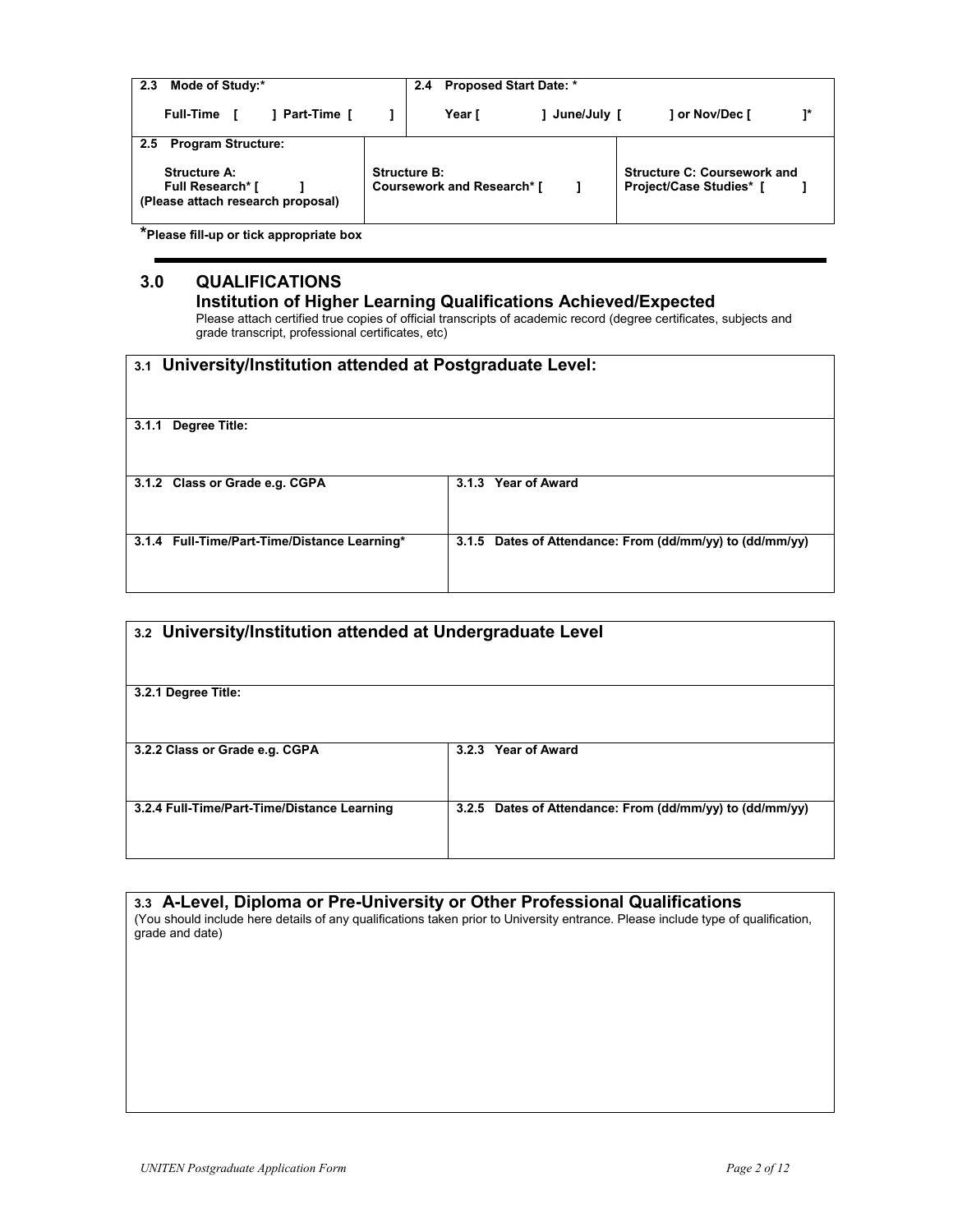| **2.3 Mode of Study:*** | | **2.4 Proposed Start Date: *** |
|---|---|---|
| **Full-Time [ ] Part-Time [ ]** | | **Year [ ] June/July [ ] or Nov/Dec [ ]*** |
| **2.5 Program Structure:** | | |
| **Structure A: Full Research* [ ]** (Please attach research proposal) | **Structure B: Coursework and Research* [ ]** | **Structure C: Coursework and Project/Case Studies* [ ]** |

***Please fill-up or tick appropriate box**

## 3.0 QUALIFICATIONS

### Institution of Higher Learning Qualifications Achieved/Expected

Please attach certified true copies of official transcripts of academic record (degree certificates, subjects and grade transcript, professional certificates, etc)

| **3.1 University/Institution attended at Postgraduate Level:** | |
|---|---|
| **3.1.1 Degree Title:** | |
| **3.1.2 Class or Grade e.g. CGPA** | **3.1.3 Year of Award** |
| **3.1.4 Full-Time/Part-Time/Distance Learning*** | **3.1.5 Dates of Attendance: From (dd/mm/yy) to (dd/mm/yy)** |

| **3.2 University/Institution attended at Undergraduate Level** | |
|---|---|
| **3.2.1 Degree Title:** | |
| **3.2.2 Class or Grade e.g. CGPA** | **3.2.3 Year of Award** |
| **3.2.4 Full-Time/Part-Time/Distance Learning** | **3.2.5 Dates of Attendance: From (dd/mm/yy) to (dd/mm/yy)** |

| **3.3 A-Level, Diploma or Pre-University or Other Professional Qualifications** (You should include here details of any qualifications taken prior to University entrance. Please include type of qualification, grade and date) |
|---|
| |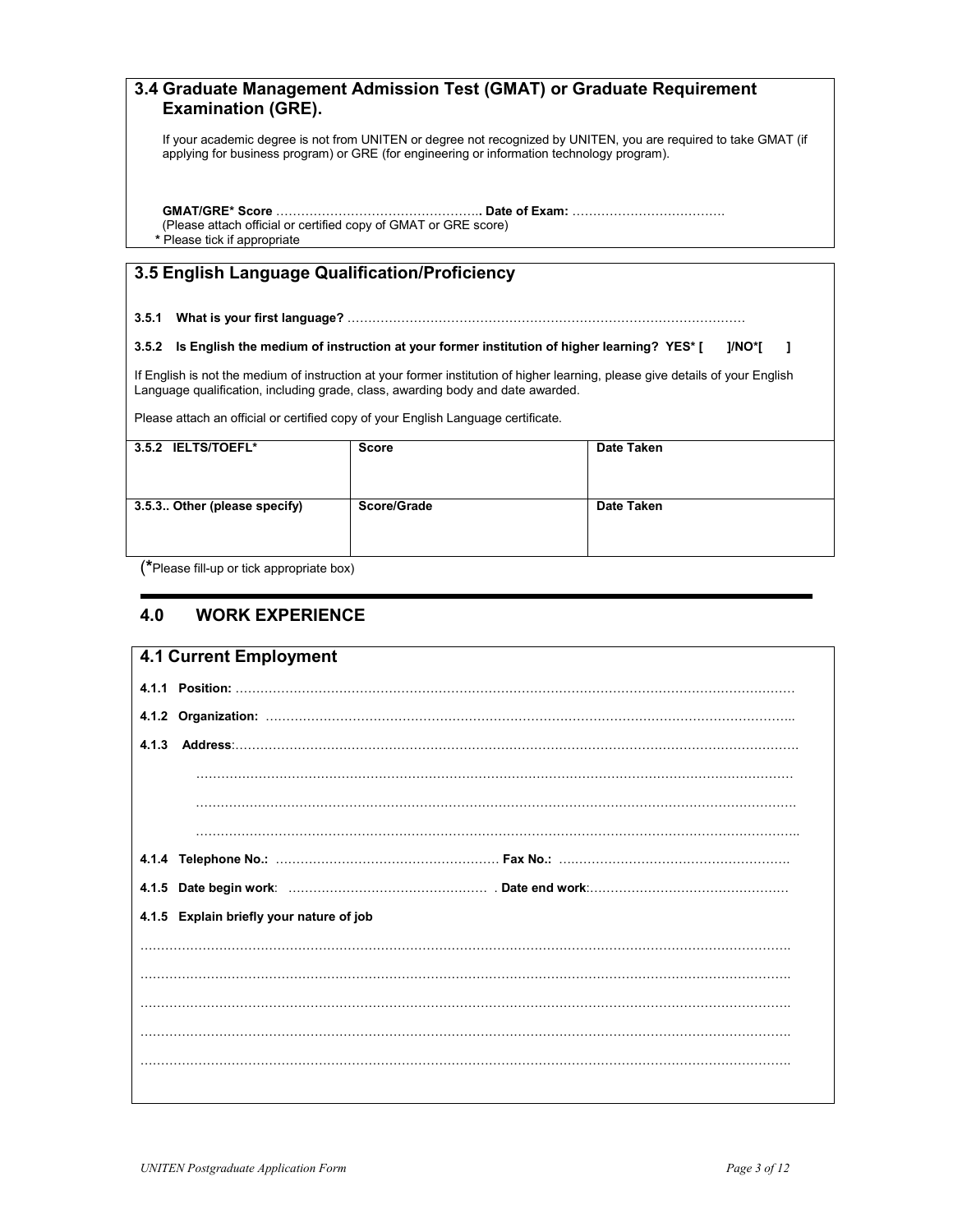### 3.4 Graduate Management Admission Test (GMAT) or Graduate Requirement Examination (GRE).

If your academic degree is not from UNITEN or degree not recognized by UNITEN, you are required to take GMAT (if applying for business program) or GRE (for engineering or information technology program).

**GMAT/GRE* Score** ………………………………………….**. Date of Exam:** ………………………………

(Please attach official or certified copy of GMAT or GRE score)

**\*** Please tick if appropriate

### 3.5 English Language Qualification/Proficiency

**3.5.1 What is your first language?** ……………………………………………………………………………………

**3.5.2 Is English the medium of instruction at your former institution of higher learning? YES* [ ]/NO*[ ]**

If English is not the medium of instruction at your former institution of higher learning, please give details of your English Language qualification, including grade, class, awarding body and date awarded.

Please attach an official or certified copy of your English Language certificate.

| **3.5.2 IELTS/TOEFL*** | **Score** | **Date Taken** |
|---|---|---|
| **3.5.3.. Other (please specify)** | **Score/Grade** | **Date Taken** |

(*Please fill-up or tick appropriate box)

## 4.0 WORK EXPERIENCE

### 4.1 Current Employment

**4.1.1 Position:** ……………………………………………………………………………………………………………………

**4.1.2 Organization:** ……………………………………………………………………………………………………………..

**4.1.3 Address**:…………………………………………………………………………………………………………………

…………………………………………………………………………………………………………………………

…………………………………………………………………………………………………………………………

…………………………………………………………………………………………………………………………..

**4.1.4 Telephone No.:** ……………………………………………… **Fax No.:** ………………………………………………

**4.1.5 Date begin work**: ………………………………………… . **Date end work**:…………………………………………

**4.1.5 Explain briefly your nature of job**

………………………………………………………………………………………………………………………………….

………………………………………………………………………………………………………………………………….

………………………………………………………………………………………………………………………………….

………………………………………………………………………………………………………………………………….

………………………………………………………………………………………………………………………………….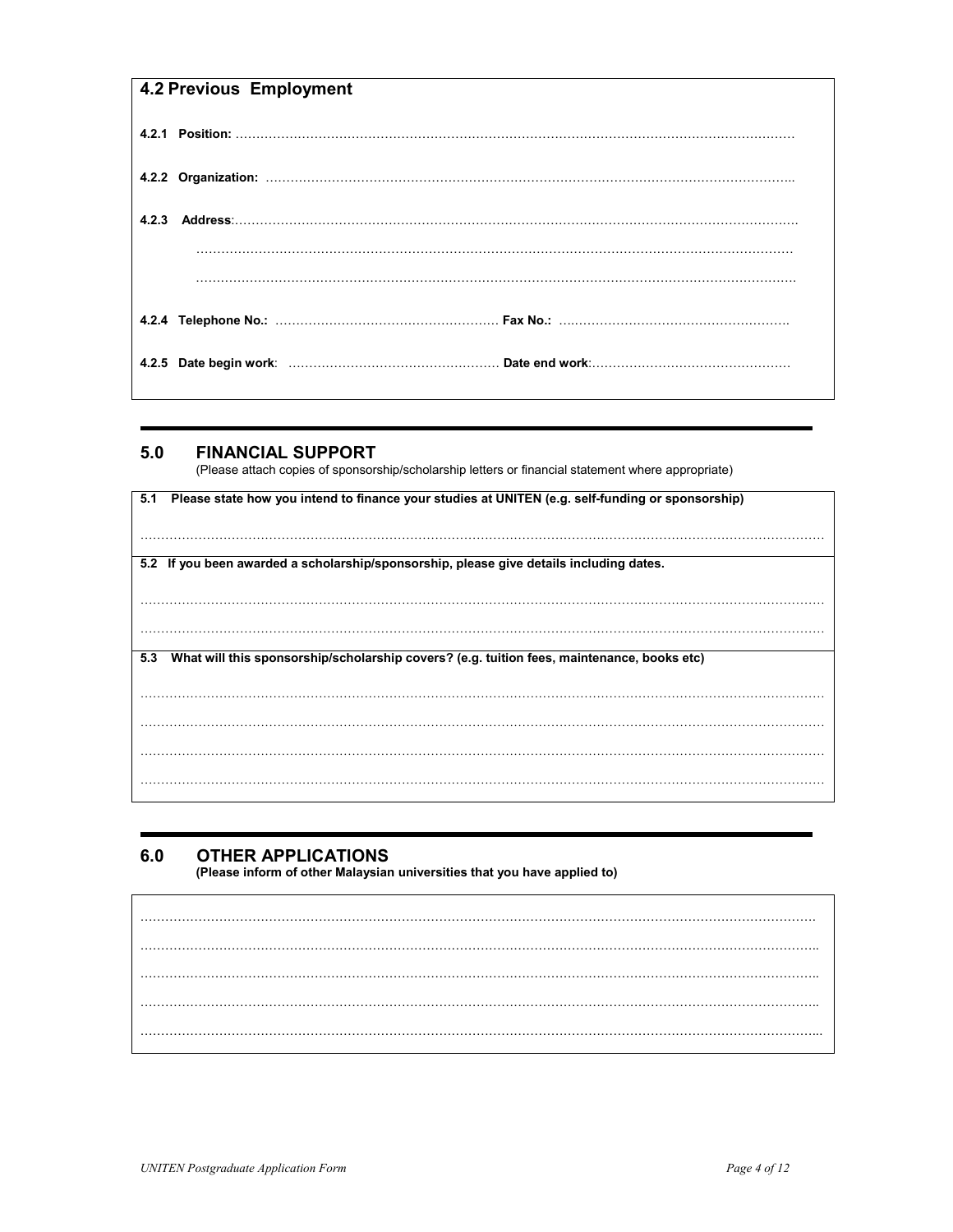## 4.2 Previous Employment

**4.2.1 Position:** ……………………………………………………………………………………………………………

**4.2.2 Organization:** ……………………………………………………………………………………………………

**4.2.3 Address**:……………………………………………………………………………………………………………

……………………………………………………………………………………………………………………………

……………………………………………………………………………………………………………………………

**4.2.4 Telephone No.:** ……………………………………………… **Fax No.:** ………………………………………………

**4.2.5 Date begin work**: …………………………………………… **Date end work**:…………………………………………

---

## 5.0 FINANCIAL SUPPORT

(Please attach copies of sponsorship/scholarship letters or financial statement where appropriate)

**5.1 Please state how you intend to finance your studies at UNITEN (e.g. self-funding or sponsorship)**

……………………………………………………………………………………………………………………………

**5.2 If you been awarded a scholarship/sponsorship, please give details including dates.**

……………………………………………………………………………………………………………………………

……………………………………………………………………………………………………………………………

**5.3 What will this sponsorship/scholarship covers? (e.g. tuition fees, maintenance, books etc)**

……………………………………………………………………………………………………………………………

……………………………………………………………………………………………………………………………

……………………………………………………………………………………………………………………………

……………………………………………………………………………………………………………………………

---

## 6.0 OTHER APPLICATIONS

**(Please inform of other Malaysian universities that you have applied to)**

……………………………………………………………………………………………………………………………

……………………………………………………………………………………………………………………………

……………………………………………………………………………………………………………………………

……………………………………………………………………………………………………………………………

……………………………………………………………………………………………………………………………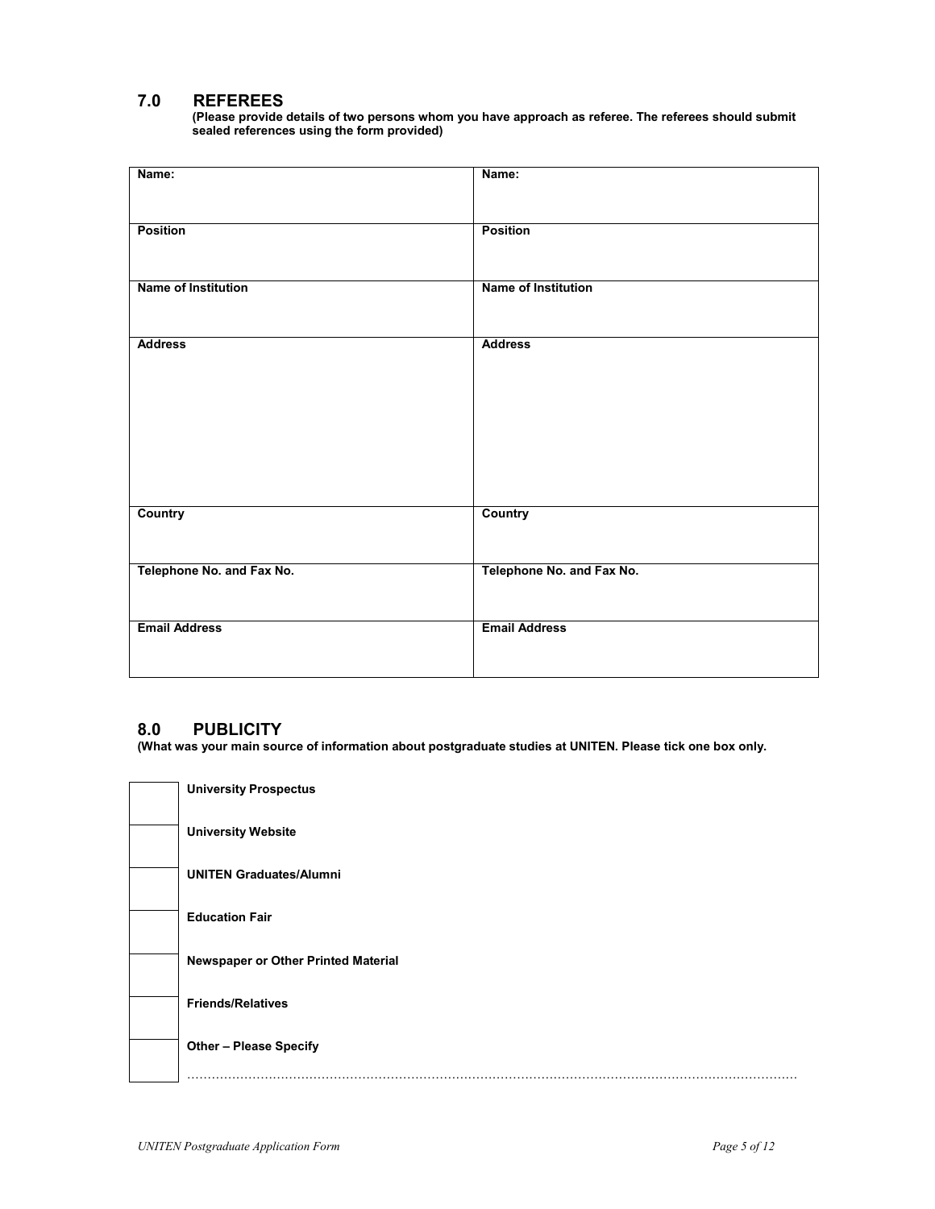## 7.0 REFEREES

**(Please provide details of two persons whom you have approach as referee. The referees should submit sealed references using the form provided)**

| Name: | Name: |
|---|---|
| **Position** | **Position** |
| **Name of Institution** | **Name of Institution** |
| **Address** | **Address** |
| **Country** | **Country** |
| **Telephone No. and Fax No.** | **Telephone No. and Fax No.** |
| **Email Address** | **Email Address** |

## 8.0 PUBLICITY

**(What was your main source of information about postgraduate studies at UNITEN. Please tick one box only.**

| | |
|---|---|
| | **University Prospectus** |
| | **University Website** |
| | **UNITEN Graduates/Alumni** |
| | **Education Fair** |
| | **Newspaper or Other Printed Material** |
| | **Friends/Relatives** |
| | **Other – Please Specify** ………………………………………………………………………………………………………… |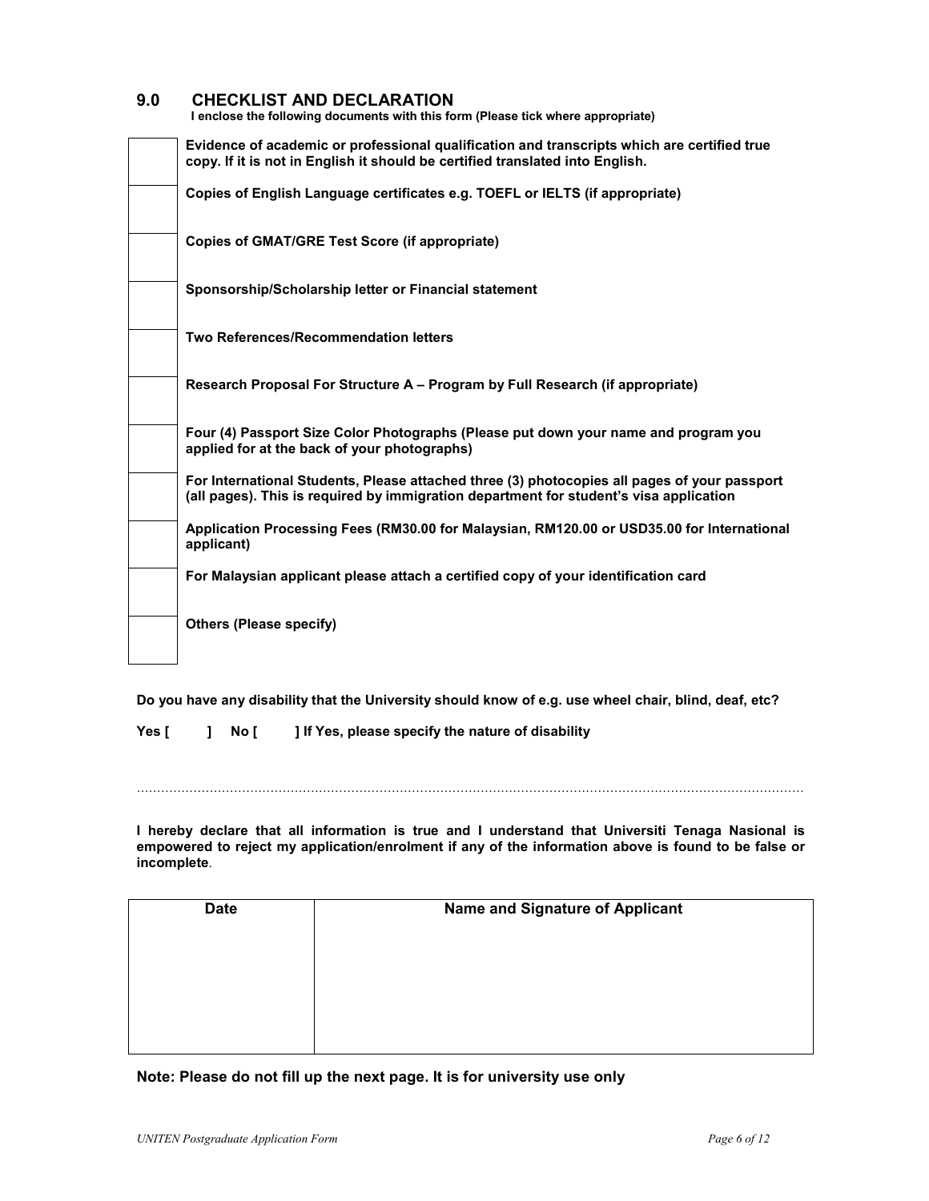## 9.0 CHECKLIST AND DECLARATION

**I enclose the following documents with this form (Please tick where appropriate)**

| | |
|---|---|
| | **Evidence of academic or professional qualification and transcripts which are certified true copy. If it is not in English it should be certified translated into English.** |
| | **Copies of English Language certificates e.g. TOEFL or IELTS (if appropriate)** |
| | **Copies of GMAT/GRE Test Score (if appropriate)** |
| | **Sponsorship/Scholarship letter or Financial statement** |
| | **Two References/Recommendation letters** |
| | **Research Proposal For Structure A – Program by Full Research (if appropriate)** |
| | **Four (4) Passport Size Color Photographs (Please put down your name and program you applied for at the back of your photographs)** |
| | **For International Students, Please attached three (3) photocopies all pages of your passport (all pages). This is required by immigration department for student's visa application** |
| | **Application Processing Fees (RM30.00 for Malaysian, RM120.00 or USD35.00 for International applicant)** |
| | **For Malaysian applicant please attach a certified copy of your identification card** |
| | **Others (Please specify)** |

**Do you have any disability that the University should know of e.g. use wheel chair, blind, deaf, etc?**

**Yes [ ] No [ ] If Yes, please specify the nature of disability**

…………………………………………………………………………………………………………………………………………

**I hereby declare that all information is true and I understand that Universiti Tenaga Nasional is empowered to reject my application/enrolment if any of the information above is found to be false or incomplete**.

| Date | Name and Signature of Applicant |
|---|---|
| | |

**Note: Please do not fill up the next page. It is for university use only**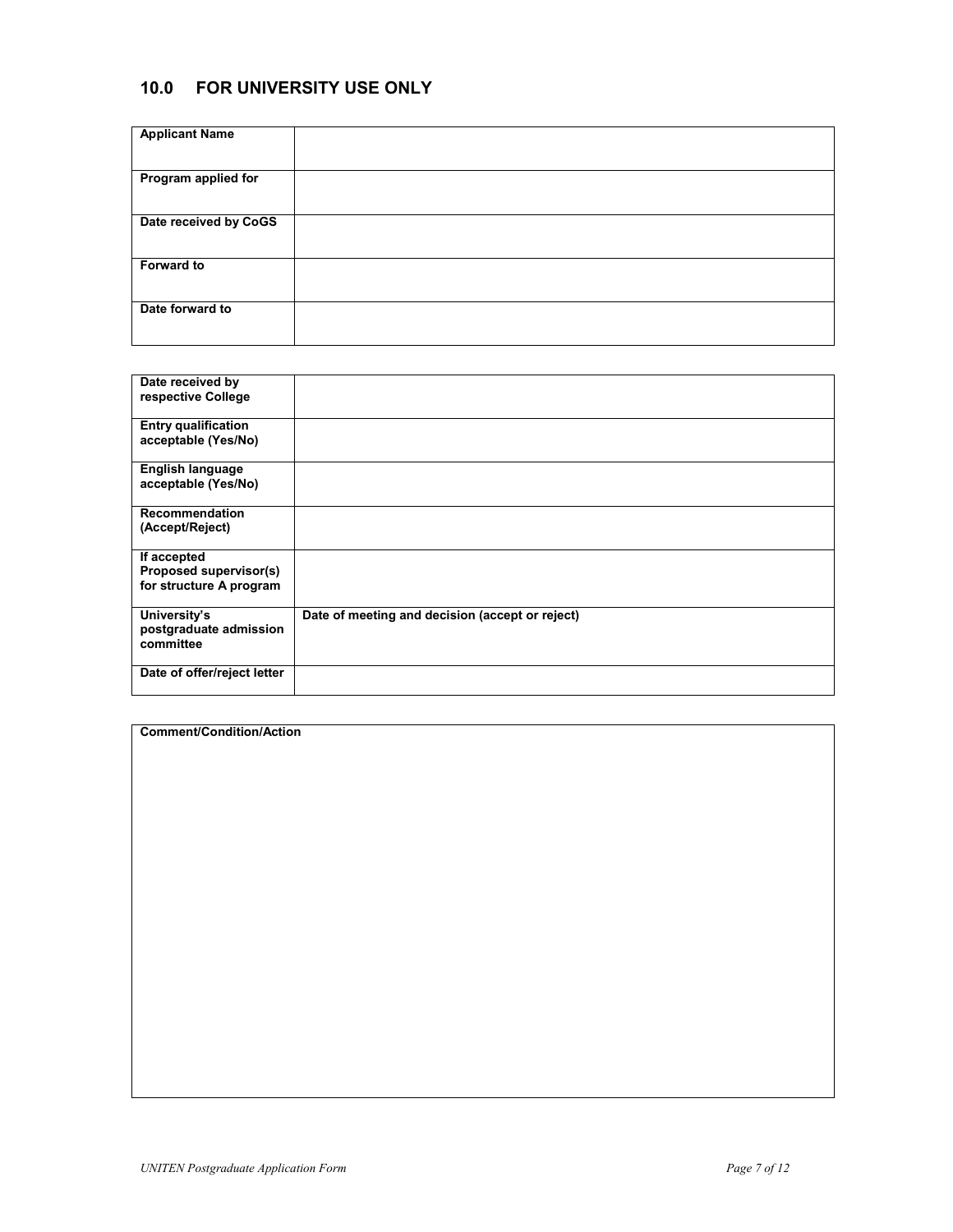## 10.0 FOR UNIVERSITY USE ONLY

| **Applicant Name** | |
|---|---|
| **Program applied for** | |
| **Date received by CoGS** | |
| **Forward to** | |
| **Date forward to** | |

| **Date received by respective College** | |
|---|---|
| **Entry qualification acceptable (Yes/No)** | |
| **English language acceptable (Yes/No)** | |
| **Recommendation (Accept/Reject)** | |
| **If accepted Proposed supervisor(s) for structure A program** | |
| **University's postgraduate admission committee** | **Date of meeting and decision (accept or reject)** |
| **Date of offer/reject letter** | |

| **Comment/Condition/Action** |
|---|
| |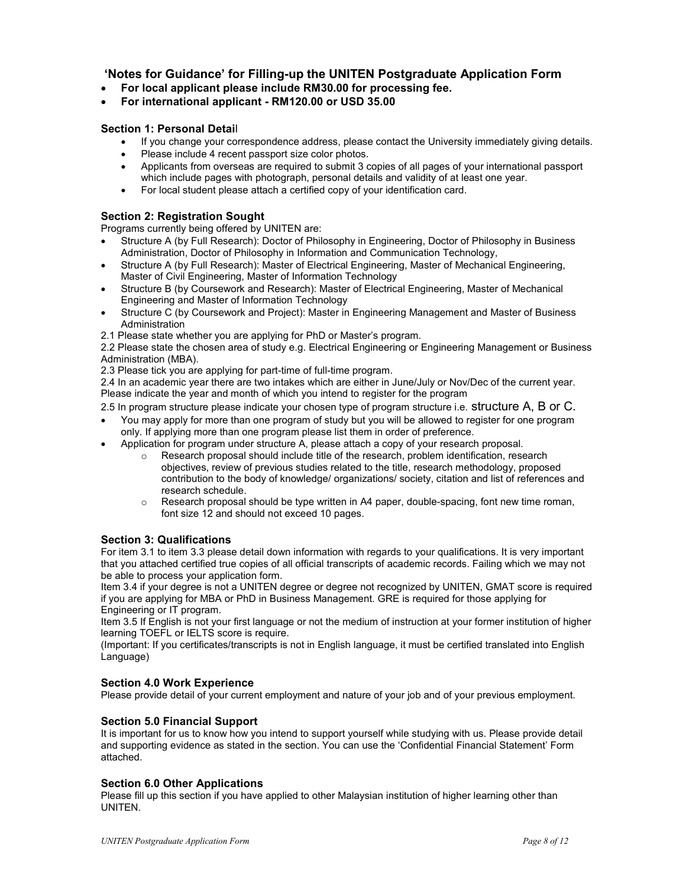## 'Notes for Guidance' for Filling-up the UNITEN Postgraduate Application Form

- **For local applicant please include RM30.00 for processing fee.**
- **For international applicant - RM120.00 or USD 35.00**

### Section 1: Personal Detail

- If you change your correspondence address, please contact the University immediately giving details.
- Please include 4 recent passport size color photos.
- Applicants from overseas are required to submit 3 copies of all pages of your international passport which include pages with photograph, personal details and validity of at least one year.
- For local student please attach a certified copy of your identification card.

### Section 2: Registration Sought

Programs currently being offered by UNITEN are:

- Structure A (by Full Research): Doctor of Philosophy in Engineering, Doctor of Philosophy in Business Administration, Doctor of Philosophy in Information and Communication Technology,
- Structure A (by Full Research): Master of Electrical Engineering, Master of Mechanical Engineering, Master of Civil Engineering, Master of Information Technology
- Structure B (by Coursework and Research): Master of Electrical Engineering, Master of Mechanical Engineering and Master of Information Technology
- Structure C (by Coursework and Project): Master in Engineering Management and Master of Business Administration

2.1 Please state whether you are applying for PhD or Master's program.

2.2 Please state the chosen area of study e.g. Electrical Engineering or Engineering Management or Business Administration (MBA).

2.3 Please tick you are applying for part-time of full-time program.

2.4 In an academic year there are two intakes which are either in June/July or Nov/Dec of the current year. Please indicate the year and month of which you intend to register for the program

2.5 In program structure please indicate your chosen type of program structure i.e. structure A, B or C.

- You may apply for more than one program of study but you will be allowed to register for one program only. If applying more than one program please list them in order of preference.
- Application for program under structure A, please attach a copy of your research proposal.
  - Research proposal should include title of the research, problem identification, research objectives, review of previous studies related to the title, research methodology, proposed contribution to the body of knowledge/ organizations/ society, citation and list of references and research schedule.
  - Research proposal should be type written in A4 paper, double-spacing, font new time roman, font size 12 and should not exceed 10 pages.

### Section 3: Qualifications

For item 3.1 to item 3.3 please detail down information with regards to your qualifications. It is very important that you attached certified true copies of all official transcripts of academic records. Failing which we may not be able to process your application form.

Item 3.4 if your degree is not a UNITEN degree or degree not recognized by UNITEN, GMAT score is required if you are applying for MBA or PhD in Business Management. GRE is required for those applying for Engineering or IT program.

Item 3.5 If English is not your first language or not the medium of instruction at your former institution of higher learning TOEFL or IELTS score is require.

(Important: If you certificates/transcripts is not in English language, it must be certified translated into English Language)

### Section 4.0 Work Experience

Please provide detail of your current employment and nature of your job and of your previous employment.

### Section 5.0 Financial Support

It is important for us to know how you intend to support yourself while studying with us. Please provide detail and supporting evidence as stated in the section. You can use the 'Confidential Financial Statement' Form attached.

### Section 6.0 Other Applications

Please fill up this section if you have applied to other Malaysian institution of higher learning other than UNITEN.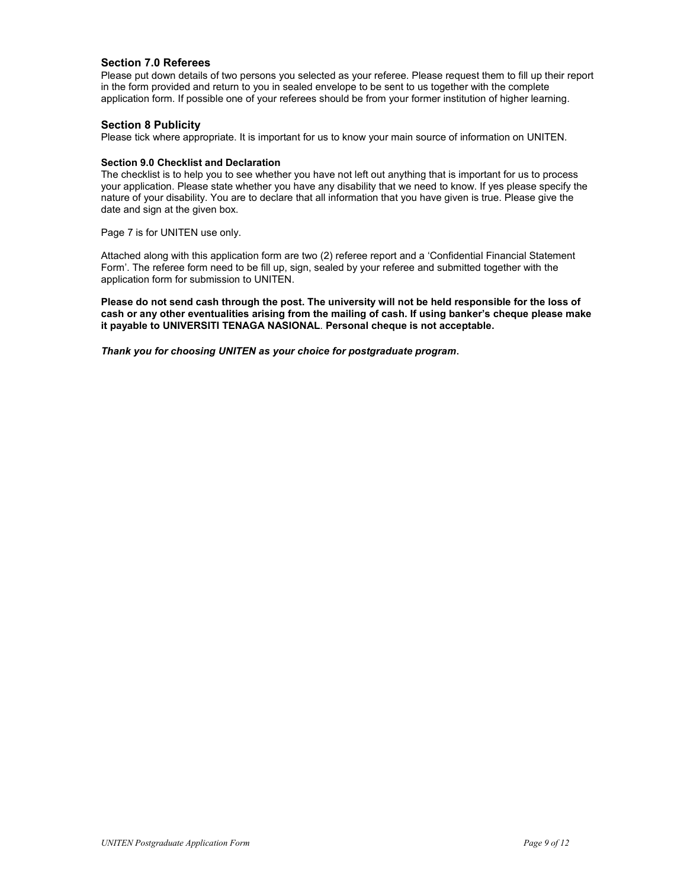### Section 7.0 Referees

Please put down details of two persons you selected as your referee. Please request them to fill up their report in the form provided and return to you in sealed envelope to be sent to us together with the complete application form. If possible one of your referees should be from your former institution of higher learning.

### Section 8 Publicity

Please tick where appropriate. It is important for us to know your main source of information on UNITEN.

#### Section 9.0 Checklist and Declaration

The checklist is to help you to see whether you have not left out anything that is important for us to process your application. Please state whether you have any disability that we need to know. If yes please specify the nature of your disability. You are to declare that all information that you have given is true. Please give the date and sign at the given box.

Page 7 is for UNITEN use only.

Attached along with this application form are two (2) referee report and a 'Confidential Financial Statement Form'. The referee form need to be fill up, sign, sealed by your referee and submitted together with the application form for submission to UNITEN.

**Please do not send cash through the post. The university will not be held responsible for the loss of cash or any other eventualities arising from the mailing of cash. If using banker's cheque please make it payable to UNIVERSITI TENAGA NASIONAL. Personal cheque is not acceptable.**

***Thank you for choosing UNITEN as your choice for postgraduate program*.**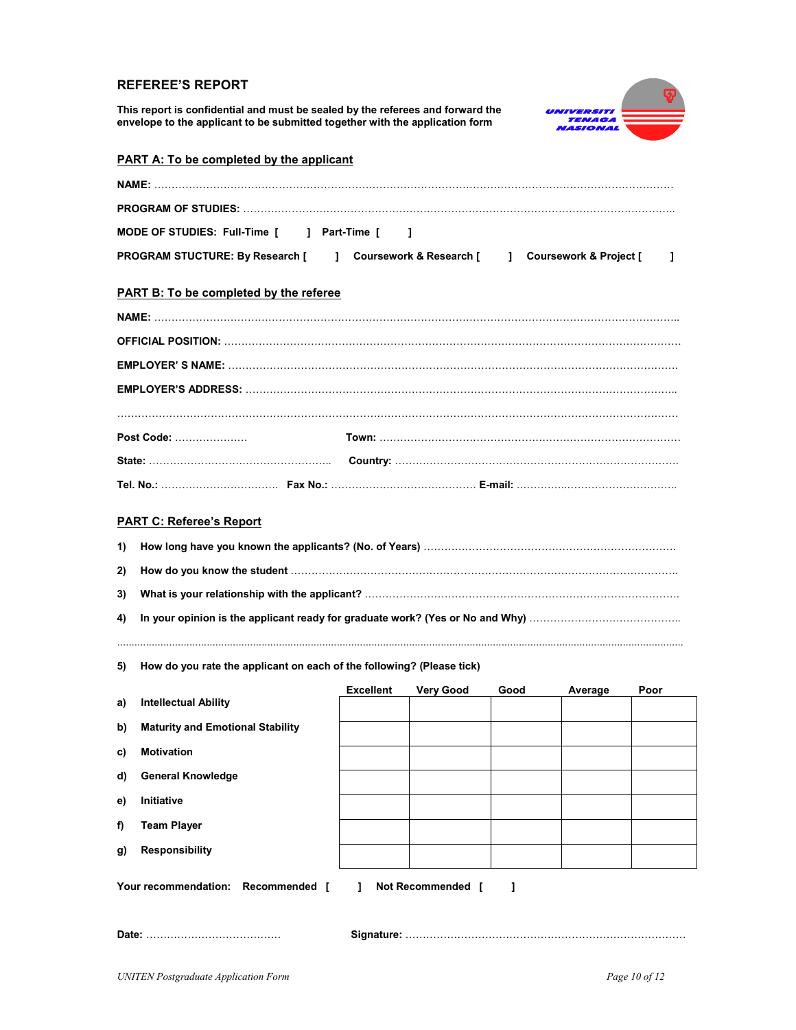## REFEREE'S REPORT

**This report is confidential and must be sealed by the referees and forward the envelope to the applicant to be submitted together with the application form**

UNIVERSITI TENAGA NASIONAL

### PART A: To be completed by the applicant

**NAME:** ……………………………………………………………………………………………………………………………

**PROGRAM OF STUDIES:** ………………………………………………………………………………………………………

**MODE OF STUDIES:** Full-Time [ ] Part-Time [ ]

**PROGRAM STUCTURE:** By Research [ ] Coursework & Research [ ] Coursework & Project [ ]

### PART B: To be completed by the referee

**NAME:** ……………………………………………………………………………………………………………………………

**OFFICIAL POSITION:** …………………………………………………………………………………………………………

**EMPLOYER' S NAME:** …………………………………………………………………………………………………………

**EMPLOYER'S ADDRESS:** ……………………………………………………………………………………………………

……………………………………………………………………………………………………………………………………………

**Post Code:** ………………… **Town:** ……………………………………………………………………………

**State:** ……………………………………………… **Country:** ………………………………………………………………

**Tel. No.:** …………………………… **Fax No.:** …………………………………… **E-mail:** ………………………………………

### PART C: Referee's Report

1) How long have you known the applicants? (No. of Years) …………………………………………………………

2) How do you know the student ………………………………………………………………………………………

3) What is your relationship with the applicant? …………………………………………………………………………

4) In your opinion is the applicant ready for graduate work? (Yes or No and Why) …………………………………

……………………………………………………………………………………………………………………………………………

5) How do you rate the applicant on each of the following? (Please tick)

| | Excellent | Very Good | Good | Average | Poor |
|---|---|---|---|---|---|
| a) Intellectual Ability | | | | | |
| b) Maturity and Emotional Stability | | | | | |
| c) Motivation | | | | | |
| d) General Knowledge | | | | | |
| e) Initiative | | | | | |
| f) Team Player | | | | | |
| g) Responsibility | | | | | |

**Your recommendation:** Recommended [ ] Not Recommended [ ]

**Date:** ………………………………… **Signature:** ……………………………………………………………………

*UNITEN Postgraduate Application Form*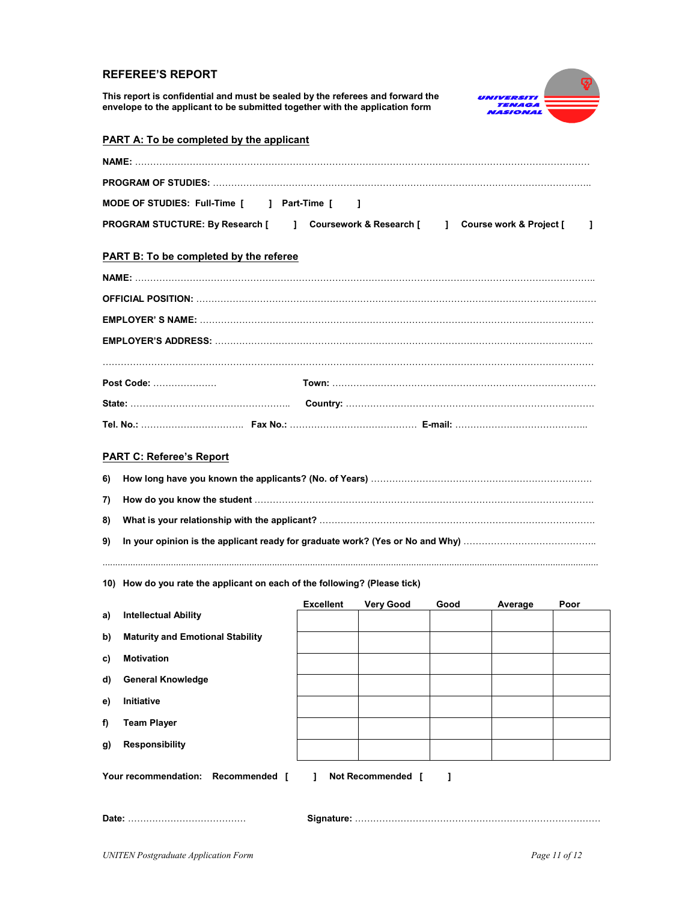## REFEREE'S REPORT

**This report is confidential and must be sealed by the referees and forward the envelope to the applicant to be submitted together with the application form**

UNIVERSITI TENAGA NASIONAL

### PART A: To be completed by the applicant

**NAME:** ……………………………………………………………………………………………………………………………

**PROGRAM OF STUDIES:** ……………………………………………………………………………………………………………

**MODE OF STUDIES: Full-Time [ ] Part-Time [ ]**

**PROGRAM STUCTURE: By Research [ ] Coursework & Research [ ] Course work & Project [ ]**

### PART B: To be completed by the referee

**NAME:** ……………………………………………………………………………………………………………………………

**OFFICIAL POSITION:** ……………………………………………………………………………………………………………

**EMPLOYER' S NAME:** ……………………………………………………………………………………………………………

**EMPLOYER'S ADDRESS:** …………………………………………………………………………………………………………

……………………………………………………………………………………………………………………………………………

**Post Code:** ………………… **Town:** ……………………………………………………………………………

**State:** ……………………………………………… **Country:** ………………………………………………………………………

**Tel. No.:** …………………………… **Fax No.:** …………………………………… **E-mail:** ……………………………………

### PART C: Referee's Report

6) **How long have you known the applicants? (No. of Years)** ………………………………………………………………

7) **How do you know the student** …………………………………………………………………………………………

8) **What is your relationship with the applicant?** ……………………………………………………………………………

9) **In your opinion is the applicant ready for graduate work? (Yes or No and Why)** ……………………………………

……………………………………………………………………………………………………………………………………………

10) **How do you rate the applicant on each of the following? (Please tick)**

| | Excellent | Very Good | Good | Average | Poor |
|---|---|---|---|---|---|
| a) Intellectual Ability | | | | | |
| b) Maturity and Emotional Stability | | | | | |
| c) Motivation | | | | | |
| d) General Knowledge | | | | | |
| e) Initiative | | | | | |
| f) Team Player | | | | | |
| g) Responsibility | | | | | |

**Your recommendation: Recommended [ ] Not Recommended [ ]**

**Date:** ………………………………… **Signature:** ……………………………………………………………………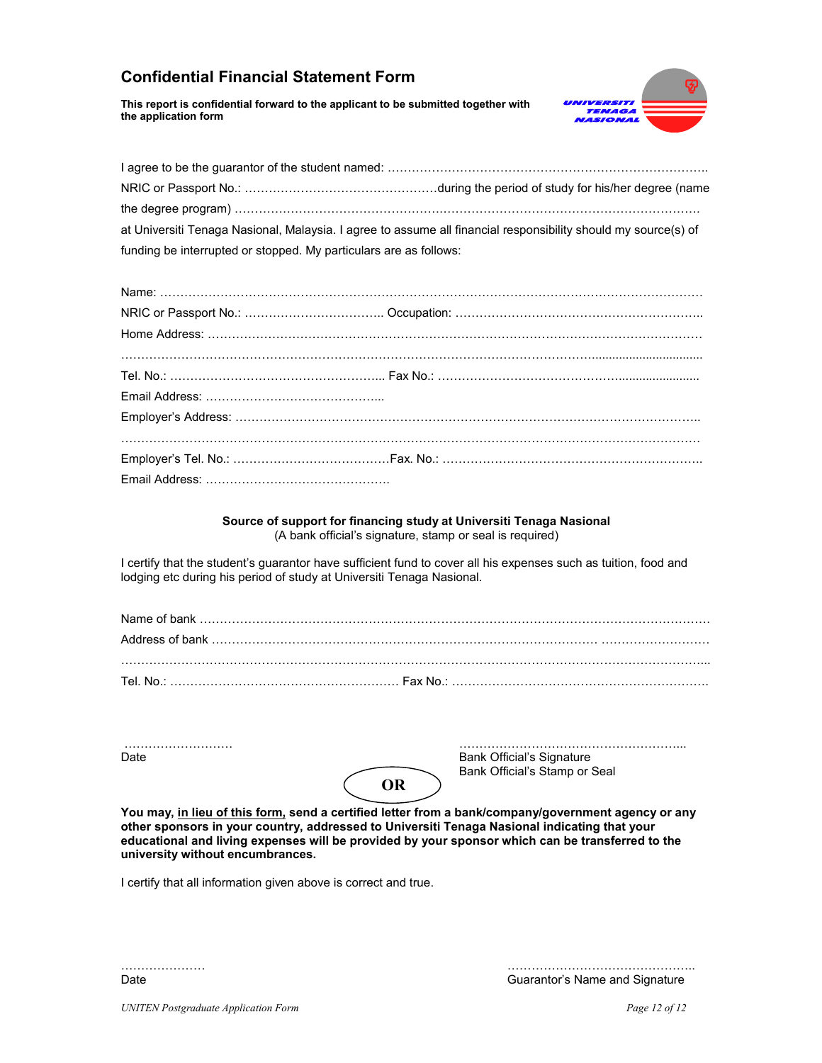# Confidential Financial Statement Form

**This report is confidential forward to the applicant to be submitted together with the application form**

I agree to be the guarantor of the student named: ……………………………………………………………………..

NRIC or Passport No.: …………………………………………during the period of study for his/her degree (name the degree program) ………………………………………………………………………………………………….

at Universiti Tenaga Nasional, Malaysia. I agree to assume all financial responsibility should my source(s) of funding be interrupted or stopped. My particulars are as follows:

Name: ………………………………………………………………………………………………………………

NRIC or Passport No.: …………………………….. Occupation: ……………………………………………………..

Home Address: ……………………………………………………………………………………………………

……………………………………………………………………………………………………………………………

Tel. No.: …………………………………………….. Fax No.: …………………………………………………….

Email Address: ……………………………………..

Employer's Address: ……………………………………………………………………………………………..

……………………………………………………………………………………………………………………………

Employer's Tel. No.: …………………………………Fax. No.: ………………………………………………………..

Email Address: ………………………………………

**Source of support for financing study at Universiti Tenaga Nasional**
(A bank official's signature, stamp or seal is required)

I certify that the student's guarantor have sufficient fund to cover all his expenses such as tuition, food and lodging etc during his period of study at Universiti Tenaga Nasional.

Name of bank ………………………………………………………………………………………………………

Address of bank ……………………………………………………………………………………………………

……………………………………………………………………………………………………………………………...

Tel. No.: ………………………………………………… Fax No.: ……………………………………………………

………………………
Date

………………………………………………...
Bank Official's Signature
Bank Official's Stamp or Seal

**OR**

**You may, in lieu of this form, send a certified letter from a bank/company/government agency or any other sponsors in your country, addressed to Universiti Tenaga Nasional indicating that your educational and living expenses will be provided by your sponsor which can be transferred to the university without encumbrances.**

I certify that all information given above is correct and true.

…………………
Date

………………………………………..
Guarantor's Name and Signature